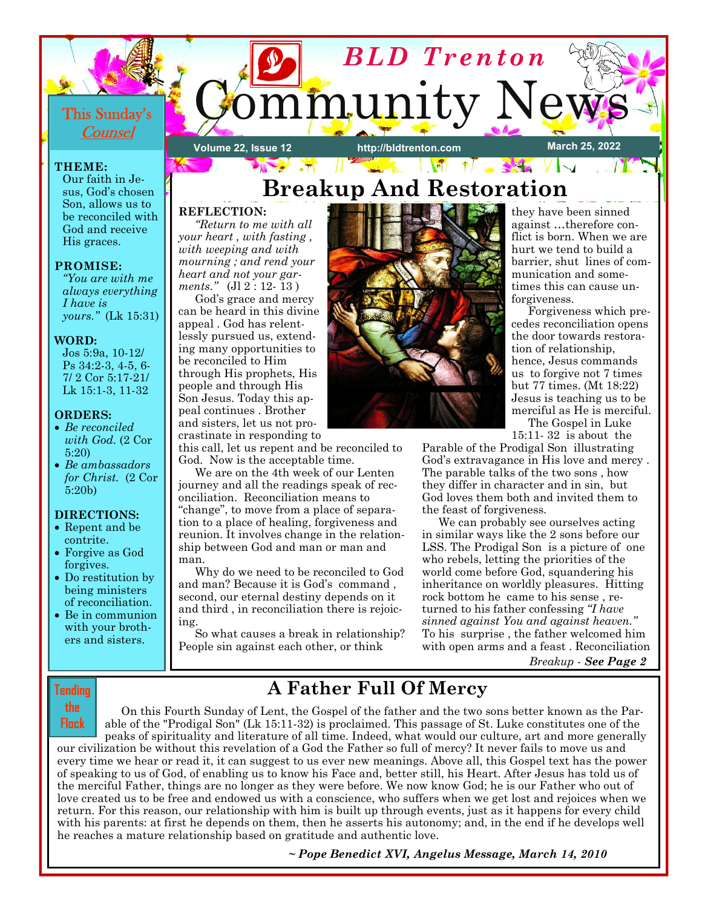# BLD Trenton Community News

Volume 22, Issue 12 | http://bldtrenton.com | March 25, 2022

## This Sunday's *Counsel*

**THEME:**
Our faith in Jesus, God's chosen Son, allows us to be reconciled with God and receive His graces.

**PROMISE:**
*"You are with me always everything I have is yours."* (Lk 15:31)

**WORD:**
Jos 5:9a, 10-12/ Ps 34:2-3, 4-5, 6-7/ 2 Cor 5:17-21/ Lk 15:1-3, 11-32

**ORDERS:**
- *Be reconciled with God.* (2 Cor 5:20)
- *Be ambassadors for Christ.* (2 Cor 5:20b)

**DIRECTIONS:**
- Repent and be contrite.
- Forgive as God forgives.
- Do restitution by being ministers of reconciliation.
- Be in communion with your brothers and sisters.

## Breakup And Restoration

**REFLECTION:**

*"Return to me with all your heart , with fasting , with weeping and with mourning ; and rend your heart and not your garments."* (Jl 2 : 12- 13 )

God's grace and mercy can be heard in this divine appeal . God has relentlessly pursued us, extending many opportunities to be reconciled to Him through His prophets, His people and through His Son Jesus. Today this appeal continues . Brother and sisters, let us not procrastinate in responding to this call, let us repent and be reconciled to God. Now is the acceptable time.

We are on the 4th week of our Lenten journey and all the readings speak of reconciliation. Reconciliation means to "change", to move from a place of separation to a place of healing, forgiveness and reunion. It involves change in the relationship between God and man or man and man.

Why do we need to be reconciled to God and man? Because it is God's command , second, our eternal destiny depends on it and third , in reconciliation there is rejoicing.

So what causes a break in relationship? People sin against each other, or think they have been sinned against …therefore conflict is born. When we are hurt we tend to build a barrier, shut lines of communication and sometimes this can cause unforgiveness.

Forgiveness which precedes reconciliation opens the door towards restoration of relationship, hence, Jesus commands us to forgive not 7 times but 77 times. (Mt 18:22) Jesus is teaching us to be merciful as He is merciful.

The Gospel in Luke 15:11- 32 is about the Parable of the Prodigal Son illustrating God's extravagance in His love and mercy . The parable talks of the two sons , how they differ in character and in sin, but God loves them both and invited them to the feast of forgiveness.

We can probably see ourselves acting in similar ways like the 2 sons before our LSS. The Prodigal Son is a picture of one who rebels, letting the priorities of the world come before God, squandering his inheritance on worldly pleasures. Hitting rock bottom he came to his sense , returned to his father confessing *"I have sinned against You and against heaven."* To his surprise , the father welcomed him with open arms and a feast . Reconciliation

*Breakup - **See Page 2***

## A Father Full Of Mercy

**Tending the Flock**

On this Fourth Sunday of Lent, the Gospel of the father and the two sons better known as the Parable of the "Prodigal Son" (Lk 15:11-32) is proclaimed. This passage of St. Luke constitutes one of the peaks of spirituality and literature of all time. Indeed, what would our culture, art and more generally our civilization be without this revelation of a God the Father so full of mercy? It never fails to move us and every time we hear or read it, it can suggest to us ever new meanings. Above all, this Gospel text has the power of speaking to us of God, of enabling us to know his Face and, better still, his Heart. After Jesus has told us of the merciful Father, things are no longer as they were before. We now know God; he is our Father who out of love created us to be free and endowed us with a conscience, who suffers when we get lost and rejoices when we return. For this reason, our relationship with him is built up through events, just as it happens for every child with his parents: at first he depends on them, then he asserts his autonomy; and, in the end if he develops well he reaches a mature relationship based on gratitude and authentic love.

***~ Pope Benedict XVI, Angelus Message, March 14, 2010***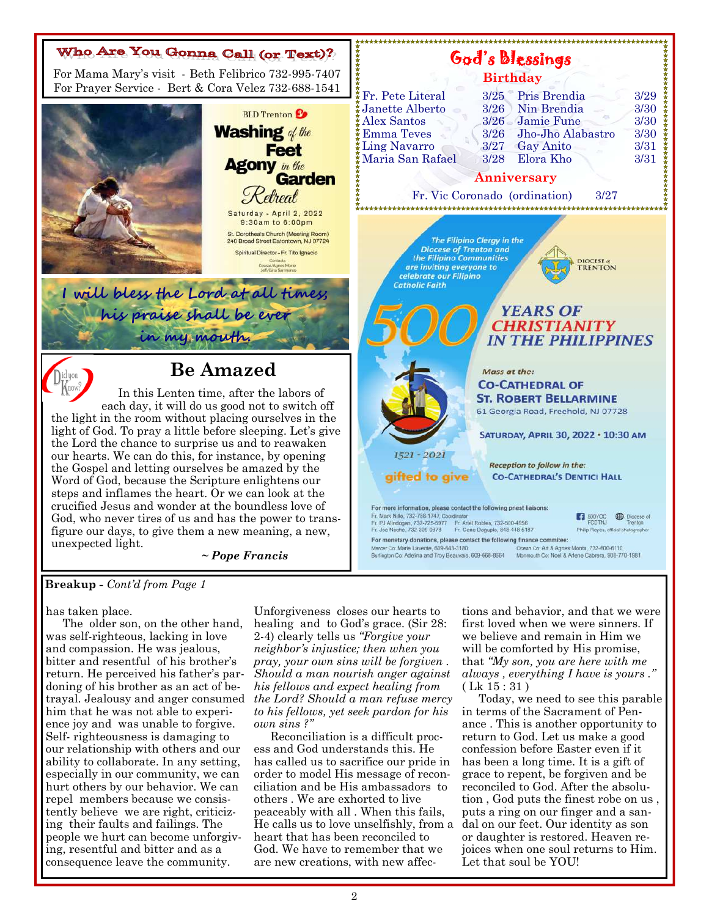## Who Are You Gonna Call (or Text)?

For Mama Mary's visit - Beth Felibrico 732-995-7407
For Prayer Service - Bert & Cora Velez 732-688-1541

BLD Trenton

**Washing** *of the* **Feet**
**Agony** *in the* **Garden**
*Retreat*

Saturday - April 2, 2022
9:30am to 6:00pm
St. Dorothea's Church (Meeting Room)
240 Broad Street Eatontown, NJ 07724
Spiritual Director - Fr. Tito Ignacio
Contacts: Ceasar/Agnes Morte, Jeff/Gina Sarmiento

*I will bless the Lord at all times; his praise shall be ever in my mouth.*

## God's Blessings

### Birthday

| | | | |
|---|---|---|---|
| Fr. Pete Literal | 3/25 | Pris Brendia | 3/29 |
| Janette Alberto | 3/26 | Nin Brendia | 3/30 |
| Alex Santos | 3/26 | Jamie Fune | 3/30 |
| Emma Teves | 3/26 | Jho-Jho Alabastro | 3/30 |
| Ling Navarro | 3/27 | Gay Anito | 3/31 |
| Maria San Rafael | 3/28 | Elora Kho | 3/31 |

### Anniversary

Fr. Vic Coronado (ordination) 3/27

*The Filipino Clergy in the Diocese of Trenton and the Filipino Communities are inviting everyone to celebrate our Filipino Catholic Faith*

DIOCESE of TRENTON

**500 YEARS OF CHRISTIANITY IN THE PHILIPPINES**

1521 - 2021
gifted to give

*Mass at the:*
**CO-CATHEDRAL OF ST. ROBERT BELLARMINE**
61 Georgia Road, Freehold, NJ 07728

**SATURDAY, APRIL 30, 2022 • 10:30 AM**

*Reception to follow in the:*
**CO-CATHEDRAL'S DENTICI HALL**

For more information, please contact the following priest liaisons:
Fr. Mark Nillo, 732-788-1747, Coordinator
Fr. PJ Alindogan, 732-725-5977 Fr. Ariel Robles, 732-500-4956
Fr. Joe Nocho, 732 300 0879 Fr. Cono Doguple, 848 448 6187

500YOC FCDTNJ — Diocese of Trenton — Philip Reyes, official photographer

For monetary donations, please contact the following finance commitee:
Mercer Co: Marie Lavente, 609-843-3180 — Ocean Co: Art & Agnes Monta, 732-600-6110
Burlington Co: Adelina and Troy Beauvais, 609-668-8664 — Monmouth Co: Noel & Arlene Cabrera, 908-770-1981

## Be Amazed

*Did you Know?*

In this Lenten time, after the labors of each day, it will do us good not to switch off the light in the room without placing ourselves in the light of God. To pray a little before sleeping. Let's give the Lord the chance to surprise us and to reawaken our hearts. We can do this, for instance, by opening the Gospel and letting ourselves be amazed by the Word of God, because the Scripture enlightens our steps and inflames the heart. Or we can look at the crucified Jesus and wonder at the boundless love of God, who never tires of us and has the power to transfigure our days, to give them a new meaning, a new, unexpected light.

*~ Pope Francis*

**Breakup** - *Cont'd from Page 1*

has taken place.

The older son, on the other hand, was self-righteous, lacking in love and compassion. He was jealous, bitter and resentful of his brother's return. He perceived his father's pardoning of his brother as an act of betrayal. Jealousy and anger consumed him that he was not able to experience joy and was unable to forgive. Self- righteousness is damaging to our relationship with others and our ability to collaborate. In any setting, especially in our community, we can hurt others by our behavior. We can repel members because we consistently believe we are right, criticizing their faults and failings. The people we hurt can become unforgiving, resentful and bitter and as a consequence leave the community. Unforgiveness closes our hearts to healing and to God's grace. (Sir 28: 2-4) clearly tells us *"Forgive your neighbor's injustice; then when you pray, your own sins will be forgiven . Should a man nourish anger against his fellows and expect healing from the Lord? Should a man refuse mercy to his fellows, yet seek pardon for his own sins ?"*

Reconciliation is a difficult process and God understands this. He has called us to sacrifice our pride in order to model His message of reconciliation and be His ambassadors to others . We are exhorted to live peaceably with all . When this fails, He calls us to love unselfishly, from a heart that has been reconciled to God. We have to remember that we are new creations, with new affections and behavior, and that we were first loved when we were sinners. If we believe and remain in Him we will be comforted by His promise, that *"My son, you are here with me always , everything I have is yours ."* ( Lk 15 : 31 )

Today, we need to see this parable in terms of the Sacrament of Penance . This is another opportunity to return to God. Let us make a good confession before Easter even if it has been a long time. It is a gift of grace to repent, be forgiven and be reconciled to God. After the absolution , God puts the finest robe on us , puts a ring on our finger and a sandal on our feet. Our identity as son or daughter is restored. Heaven rejoices when one soul returns to Him. Let that soul be YOU!